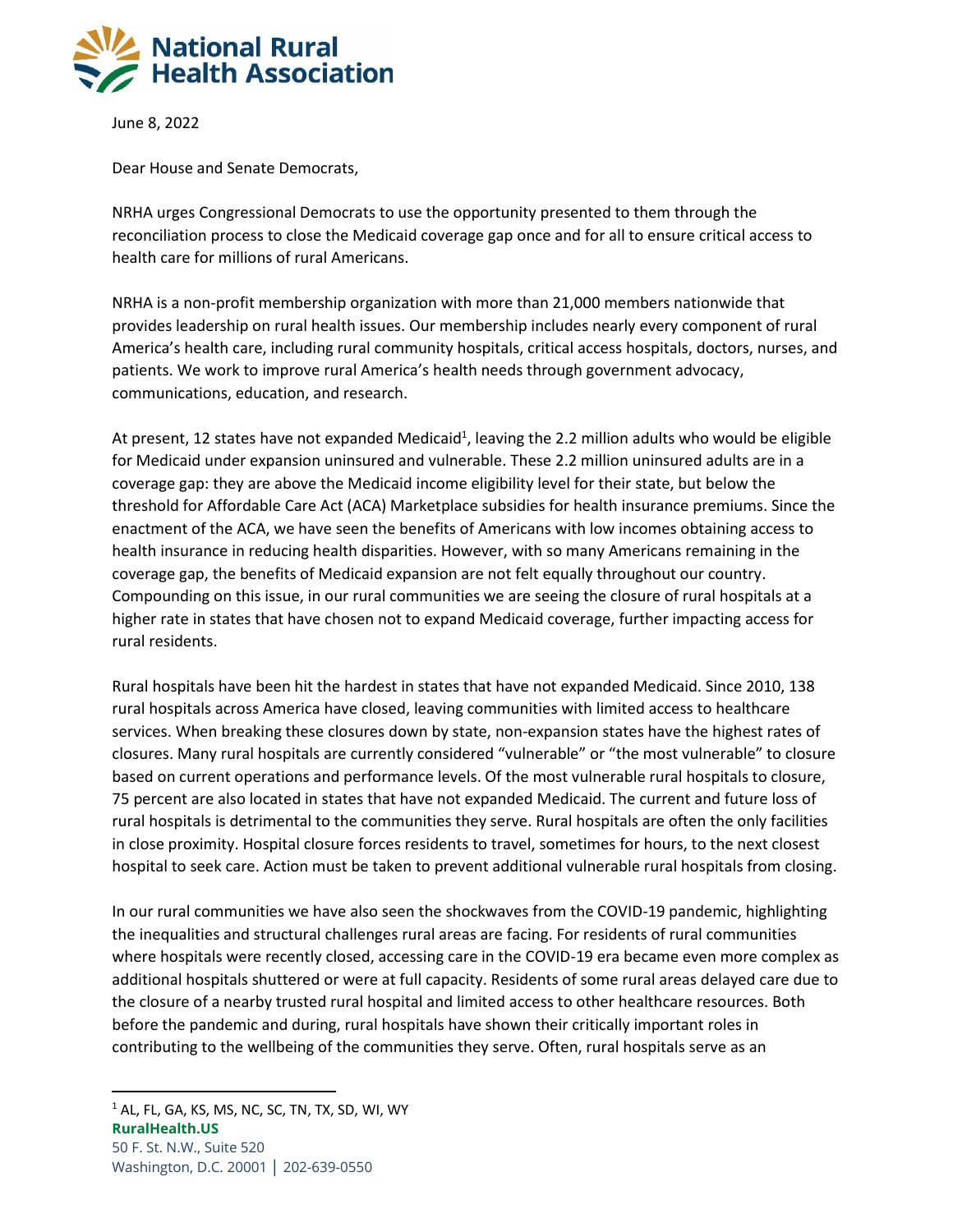National Rural Health Association

June 8, 2022

Dear House and Senate Democrats,

NRHA urges Congressional Democrats to use the opportunity presented to them through the reconciliation process to close the Medicaid coverage gap once and for all to ensure critical access to health care for millions of rural Americans.

NRHA is a non-profit membership organization with more than 21,000 members nationwide that provides leadership on rural health issues. Our membership includes nearly every component of rural America's health care, including rural community hospitals, critical access hospitals, doctors, nurses, and patients. We work to improve rural America's health needs through government advocacy, communications, education, and research.

At present, 12 states have not expanded Medicaid[1], leaving the 2.2 million adults who would be eligible for Medicaid under expansion uninsured and vulnerable. These 2.2 million uninsured adults are in a coverage gap: they are above the Medicaid income eligibility level for their state, but below the threshold for Affordable Care Act (ACA) Marketplace subsidies for health insurance premiums. Since the enactment of the ACA, we have seen the benefits of Americans with low incomes obtaining access to health insurance in reducing health disparities. However, with so many Americans remaining in the coverage gap, the benefits of Medicaid expansion are not felt equally throughout our country. Compounding on this issue, in our rural communities we are seeing the closure of rural hospitals at a higher rate in states that have chosen not to expand Medicaid coverage, further impacting access for rural residents.

Rural hospitals have been hit the hardest in states that have not expanded Medicaid. Since 2010, 138 rural hospitals across America have closed, leaving communities with limited access to healthcare services. When breaking these closures down by state, non-expansion states have the highest rates of closures. Many rural hospitals are currently considered "vulnerable" or "the most vulnerable" to closure based on current operations and performance levels. Of the most vulnerable rural hospitals to closure, 75 percent are also located in states that have not expanded Medicaid. The current and future loss of rural hospitals is detrimental to the communities they serve. Rural hospitals are often the only facilities in close proximity. Hospital closure forces residents to travel, sometimes for hours, to the next closest hospital to seek care. Action must be taken to prevent additional vulnerable rural hospitals from closing.

In our rural communities we have also seen the shockwaves from the COVID-19 pandemic, highlighting the inequalities and structural challenges rural areas are facing. For residents of rural communities where hospitals were recently closed, accessing care in the COVID-19 era became even more complex as additional hospitals shuttered or were at full capacity. Residents of some rural areas delayed care due to the closure of a nearby trusted rural hospital and limited access to other healthcare resources. Both before the pandemic and during, rural hospitals have shown their critically important roles in contributing to the wellbeing of the communities they serve. Often, rural hospitals serve as an

[1] AL, FL, GA, KS, MS, NC, SC, TN, TX, SD, WI, WY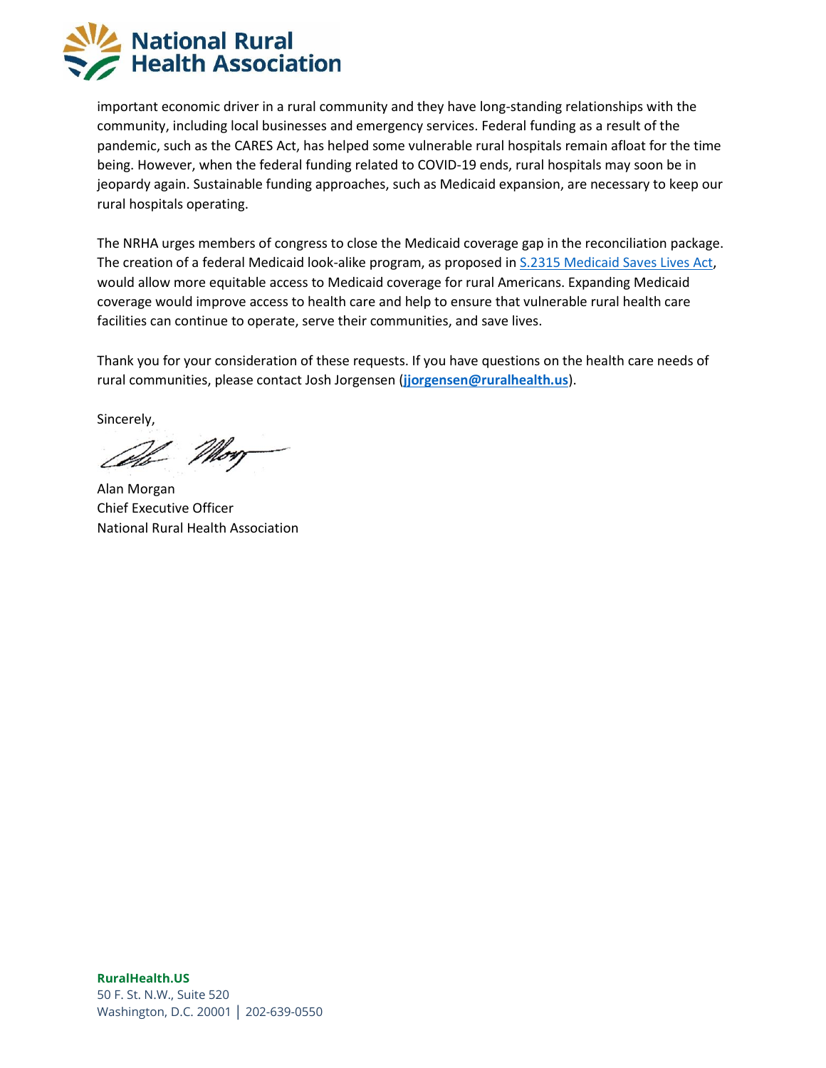important economic driver in a rural community and they have long-standing relationships with the community, including local businesses and emergency services. Federal funding as a result of the pandemic, such as the CARES Act, has helped some vulnerable rural hospitals remain afloat for the time being. However, when the federal funding related to COVID-19 ends, rural hospitals may soon be in jeopardy again. Sustainable funding approaches, such as Medicaid expansion, are necessary to keep our rural hospitals operating.

The NRHA urges members of congress to close the Medicaid coverage gap in the reconciliation package. The creation of a federal Medicaid look-alike program, as proposed in S.2315 Medicaid Saves Lives Act, would allow more equitable access to Medicaid coverage for rural Americans. Expanding Medicaid coverage would improve access to health care and help to ensure that vulnerable rural health care facilities can continue to operate, serve their communities, and save lives.

Thank you for your consideration of these requests. If you have questions on the health care needs of rural communities, please contact Josh Jorgensen (**jjorgensen@ruralhealth.us**).

Sincerely,

Alan Morgan
Chief Executive Officer
National Rural Health Association

**RuralHealth.US**
50 F. St. N.W., Suite 520
Washington, D.C. 20001 | 202-639-0550